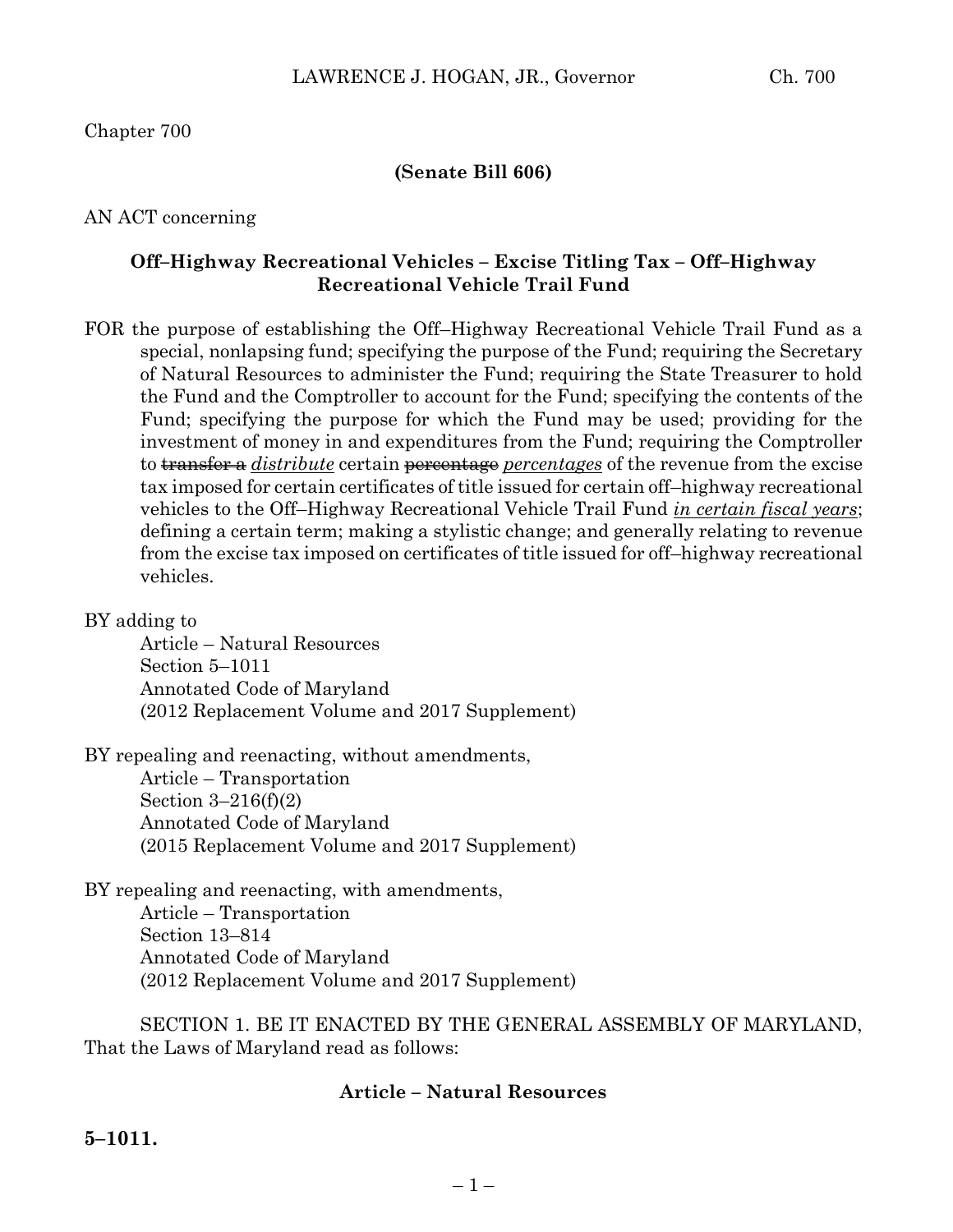Chapter 700

**(Senate Bill 606)**

AN ACT concerning

**Off–Highway Recreational Vehicles – Excise Titling Tax – Off–Highway Recreational Vehicle Trail Fund**

FOR the purpose of establishing the Off–Highway Recreational Vehicle Trail Fund as a special, nonlapsing fund; specifying the purpose of the Fund; requiring the Secretary of Natural Resources to administer the Fund; requiring the State Treasurer to hold the Fund and the Comptroller to account for the Fund; specifying the contents of the Fund; specifying the purpose for which the Fund may be used; providing for the investment of money in and expenditures from the Fund; requiring the Comptroller to ~~transfer a~~ *distribute* certain ~~percentage~~ *percentages* of the revenue from the excise tax imposed for certain certificates of title issued for certain off–highway recreational vehicles to the Off–Highway Recreational Vehicle Trail Fund *in certain fiscal years*; defining a certain term; making a stylistic change; and generally relating to revenue from the excise tax imposed on certificates of title issued for off–highway recreational vehicles.

BY adding to
Article – Natural Resources
Section 5–1011
Annotated Code of Maryland
(2012 Replacement Volume and 2017 Supplement)

BY repealing and reenacting, without amendments,
Article – Transportation
Section 3–216(f)(2)
Annotated Code of Maryland
(2015 Replacement Volume and 2017 Supplement)

BY repealing and reenacting, with amendments,
Article – Transportation
Section 13–814
Annotated Code of Maryland
(2012 Replacement Volume and 2017 Supplement)

SECTION 1. BE IT ENACTED BY THE GENERAL ASSEMBLY OF MARYLAND, That the Laws of Maryland read as follows:

**Article – Natural Resources**

**5–1011.**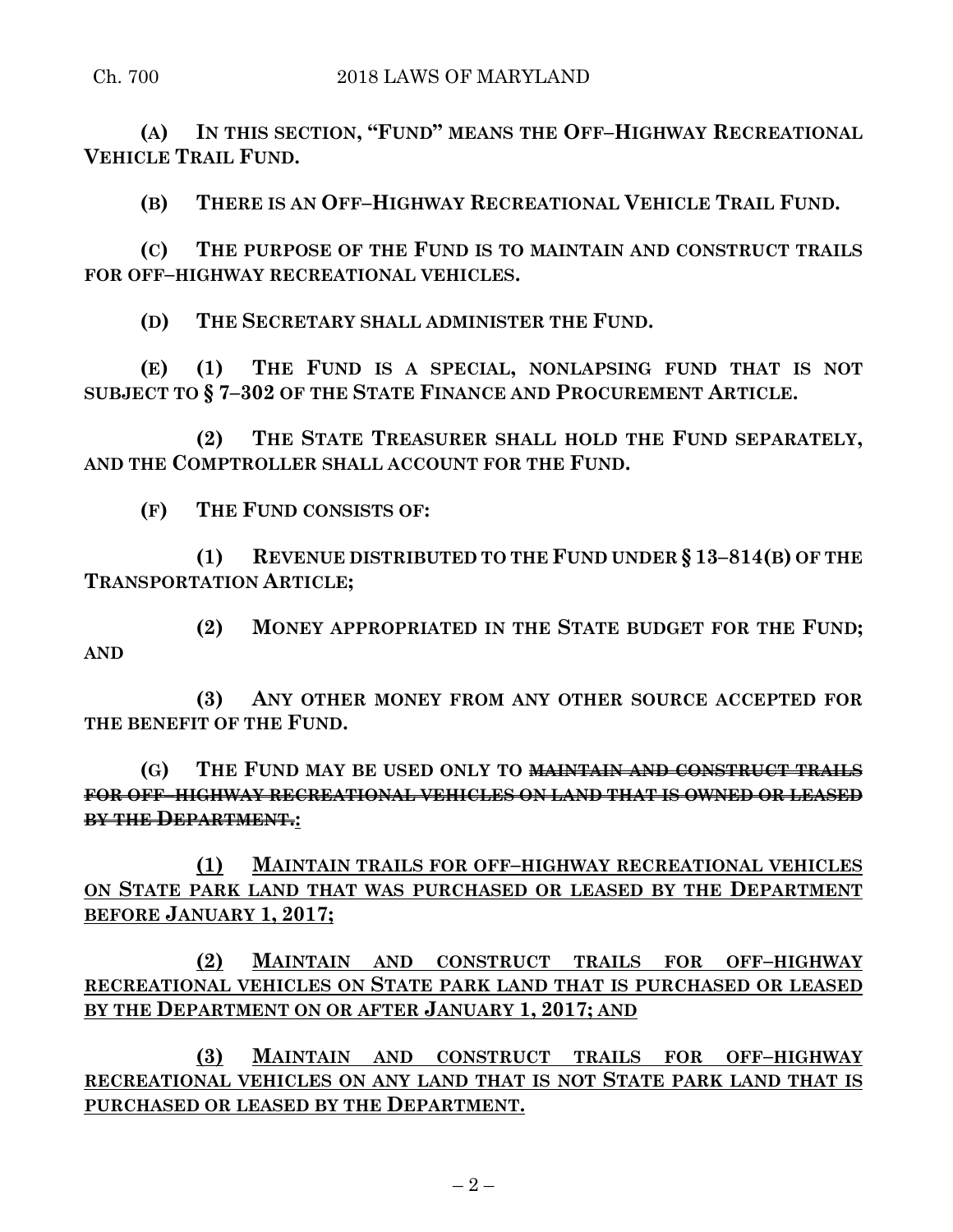**(A) IN THIS SECTION, "FUND" MEANS THE OFF–HIGHWAY RECREATIONAL VEHICLE TRAIL FUND.**

**(B) THERE IS AN OFF–HIGHWAY RECREATIONAL VEHICLE TRAIL FUND.**

**(C) THE PURPOSE OF THE FUND IS TO MAINTAIN AND CONSTRUCT TRAILS FOR OFF–HIGHWAY RECREATIONAL VEHICLES.**

**(D) THE SECRETARY SHALL ADMINISTER THE FUND.**

**(E) (1) THE FUND IS A SPECIAL, NONLAPSING FUND THAT IS NOT SUBJECT TO § 7–302 OF THE STATE FINANCE AND PROCUREMENT ARTICLE.**

**(2) THE STATE TREASURER SHALL HOLD THE FUND SEPARATELY, AND THE COMPTROLLER SHALL ACCOUNT FOR THE FUND.**

**(F) THE FUND CONSISTS OF:**

**(1) REVENUE DISTRIBUTED TO THE FUND UNDER § 13–814(B) OF THE TRANSPORTATION ARTICLE;**

**(2) MONEY APPROPRIATED IN THE STATE BUDGET FOR THE FUND; AND**

**(3) ANY OTHER MONEY FROM ANY OTHER SOURCE ACCEPTED FOR THE BENEFIT OF THE FUND.**

**(G) THE FUND MAY BE USED ONLY TO ~~MAINTAIN AND CONSTRUCT TRAILS FOR OFF–HIGHWAY RECREATIONAL VEHICLES ON LAND THAT IS OWNED OR LEASED BY THE DEPARTMENT.~~:**

**(1) MAINTAIN TRAILS FOR OFF–HIGHWAY RECREATIONAL VEHICLES ON STATE PARK LAND THAT WAS PURCHASED OR LEASED BY THE DEPARTMENT BEFORE JANUARY 1, 2017;**

**(2) MAINTAIN AND CONSTRUCT TRAILS FOR OFF–HIGHWAY RECREATIONAL VEHICLES ON STATE PARK LAND THAT IS PURCHASED OR LEASED BY THE DEPARTMENT ON OR AFTER JANUARY 1, 2017; AND**

**(3) MAINTAIN AND CONSTRUCT TRAILS FOR OFF–HIGHWAY RECREATIONAL VEHICLES ON ANY LAND THAT IS NOT STATE PARK LAND THAT IS PURCHASED OR LEASED BY THE DEPARTMENT.**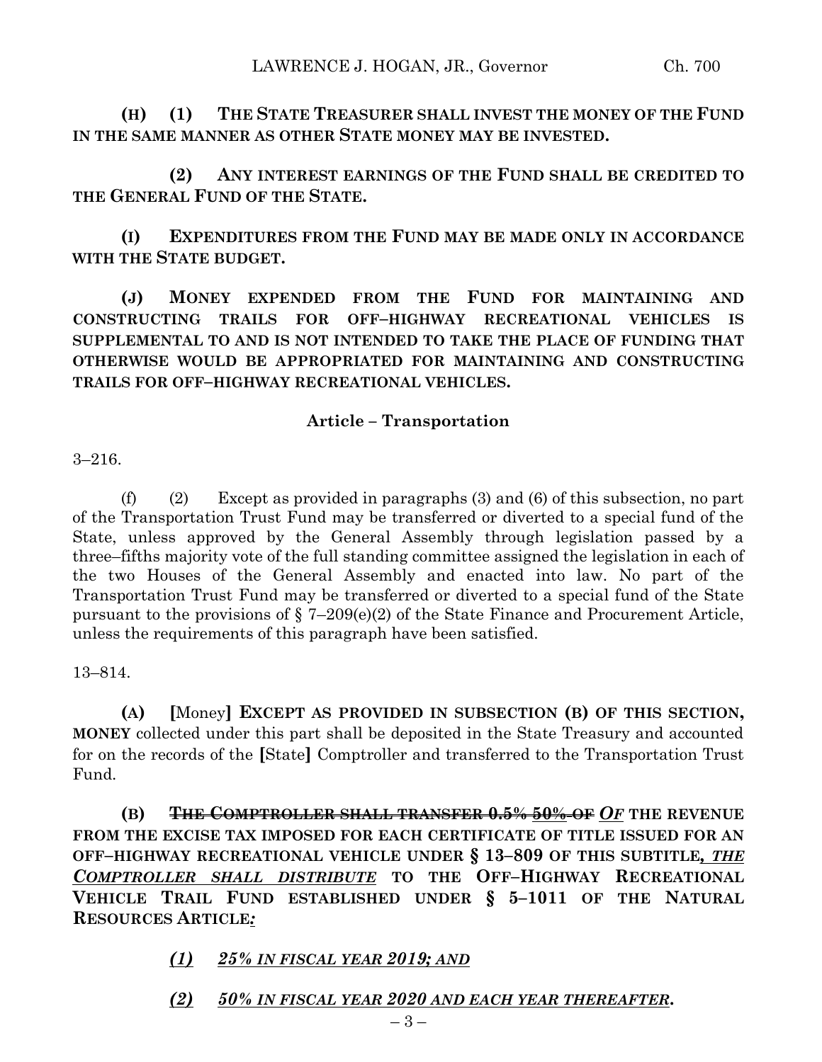**(H) (1) THE STATE TREASURER SHALL INVEST THE MONEY OF THE FUND IN THE SAME MANNER AS OTHER STATE MONEY MAY BE INVESTED.**

**(2) ANY INTEREST EARNINGS OF THE FUND SHALL BE CREDITED TO THE GENERAL FUND OF THE STATE.**

**(I) EXPENDITURES FROM THE FUND MAY BE MADE ONLY IN ACCORDANCE WITH THE STATE BUDGET.**

**(J) MONEY EXPENDED FROM THE FUND FOR MAINTAINING AND CONSTRUCTING TRAILS FOR OFF–HIGHWAY RECREATIONAL VEHICLES IS SUPPLEMENTAL TO AND IS NOT INTENDED TO TAKE THE PLACE OF FUNDING THAT OTHERWISE WOULD BE APPROPRIATED FOR MAINTAINING AND CONSTRUCTING TRAILS FOR OFF–HIGHWAY RECREATIONAL VEHICLES.**

**Article – Transportation**

3–216.

(f) (2) Except as provided in paragraphs (3) and (6) of this subsection, no part of the Transportation Trust Fund may be transferred or diverted to a special fund of the State, unless approved by the General Assembly through legislation passed by a three–fifths majority vote of the full standing committee assigned the legislation in each of the two Houses of the General Assembly and enacted into law. No part of the Transportation Trust Fund may be transferred or diverted to a special fund of the State pursuant to the provisions of § 7–209(e)(2) of the State Finance and Procurement Article, unless the requirements of this paragraph have been satisfied.

13–814.

**(A)** **[**Money**]** **EXCEPT AS PROVIDED IN SUBSECTION (B) OF THIS SECTION, MONEY** collected under this part shall be deposited in the State Treasury and accounted for on the records of the **[**State**]** Comptroller and transferred to the Transportation Trust Fund.

**(B) ~~THE COMPTROLLER SHALL TRANSFER 0.5% 50% OF~~ *OF* THE REVENUE FROM THE EXCISE TAX IMPOSED FOR EACH CERTIFICATE OF TITLE ISSUED FOR AN OFF–HIGHWAY RECREATIONAL VEHICLE UNDER § 13–809 OF THIS SUBTITLE*, THE COMPTROLLER SHALL DISTRIBUTE* TO THE OFF–HIGHWAY RECREATIONAL VEHICLE TRAIL FUND ESTABLISHED UNDER § 5–1011 OF THE NATURAL RESOURCES ARTICLE*:***

***(1) 25% IN FISCAL YEAR 2019; AND***

***(2) 50% IN FISCAL YEAR 2020 AND EACH YEAR THEREAFTER.***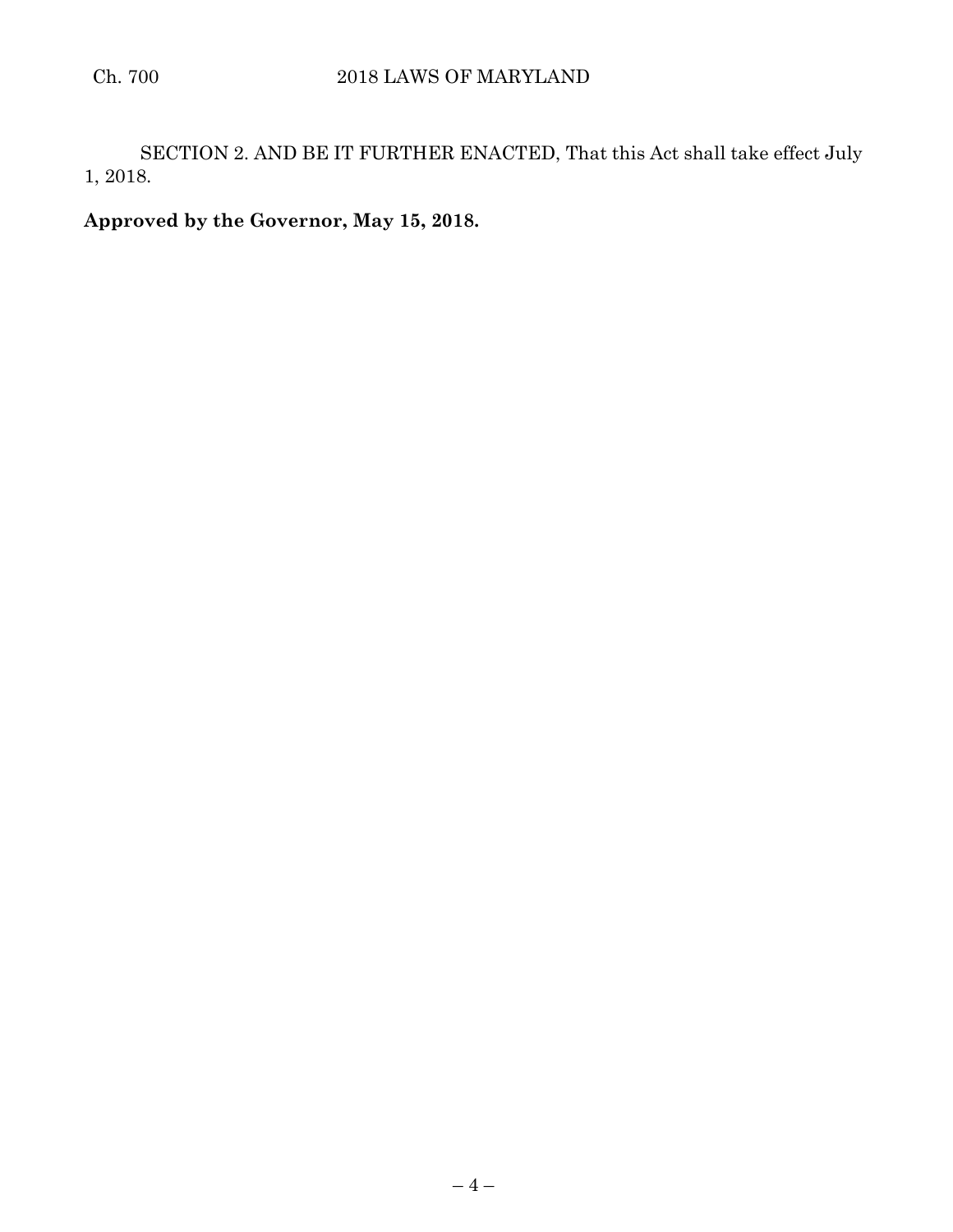SECTION 2. AND BE IT FURTHER ENACTED, That this Act shall take effect July 1, 2018.

**Approved by the Governor, May 15, 2018.**